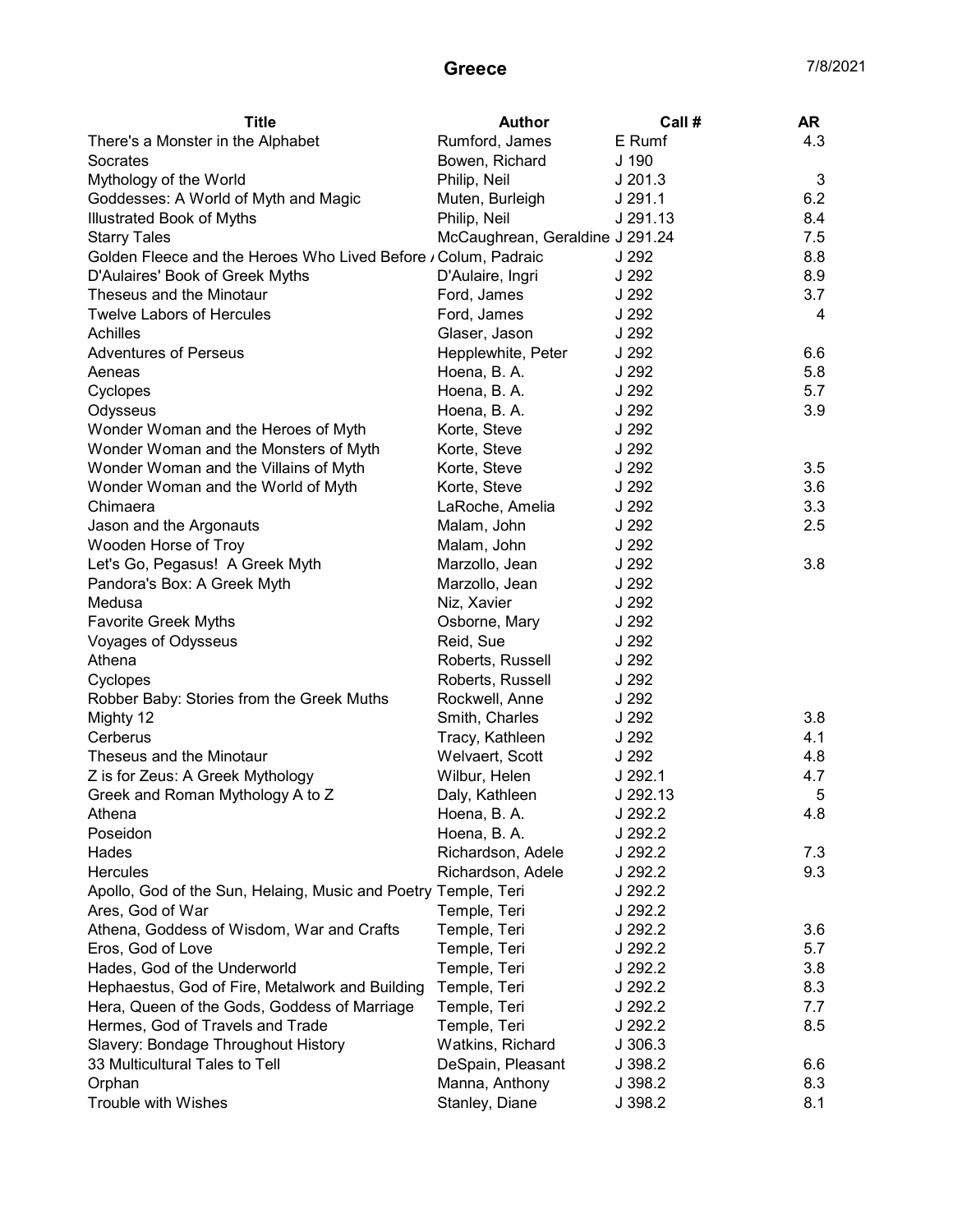# Greece

7/8/2021

| Title | Author | Call # | AR |
|---|---|---|---|
| There's a Monster in the Alphabet | Rumford, James | E Rumf | 4.3 |
| Socrates | Bowen, Richard | J 190 | |
| Mythology of the World | Philip, Neil | J 201.3 | 3 |
| Goddesses: A World of Myth and Magic | Muten, Burleigh | J 291.1 | 6.2 |
| Illustrated Book of Myths | Philip, Neil | J 291.13 | 8.4 |
| Starry Tales | McCaughrean, Geraldine | J 291.24 | 7.5 |
| Golden Fleece and the Heroes Who Lived Before / | Colum, Padraic | J 292 | 8.8 |
| D'Aulaires' Book of Greek Myths | D'Aulaire, Ingri | J 292 | 8.9 |
| Theseus and the Minotaur | Ford, James | J 292 | 3.7 |
| Twelve Labors of Hercules | Ford, James | J 292 | 4 |
| Achilles | Glaser, Jason | J 292 | |
| Adventures of Perseus | Hepplewhite, Peter | J 292 | 6.6 |
| Aeneas | Hoena, B. A. | J 292 | 5.8 |
| Cyclopes | Hoena, B. A. | J 292 | 5.7 |
| Odysseus | Hoena, B. A. | J 292 | 3.9 |
| Wonder Woman and the Heroes of Myth | Korte, Steve | J 292 | |
| Wonder Woman and the Monsters of Myth | Korte, Steve | J 292 | |
| Wonder Woman and the Villains of Myth | Korte, Steve | J 292 | 3.5 |
| Wonder Woman and the World of Myth | Korte, Steve | J 292 | 3.6 |
| Chimaera | LaRoche, Amelia | J 292 | 3.3 |
| Jason and the Argonauts | Malam, John | J 292 | 2.5 |
| Wooden Horse of Troy | Malam, John | J 292 | |
| Let's Go, Pegasus! A Greek Myth | Marzollo, Jean | J 292 | 3.8 |
| Pandora's Box: A Greek Myth | Marzollo, Jean | J 292 | |
| Medusa | Niz, Xavier | J 292 | |
| Favorite Greek Myths | Osborne, Mary | J 292 | |
| Voyages of Odysseus | Reid, Sue | J 292 | |
| Athena | Roberts, Russell | J 292 | |
| Cyclopes | Roberts, Russell | J 292 | |
| Robber Baby: Stories from the Greek Muths | Rockwell, Anne | J 292 | |
| Mighty 12 | Smith, Charles | J 292 | 3.8 |
| Cerberus | Tracy, Kathleen | J 292 | 4.1 |
| Theseus and the Minotaur | Welvaert, Scott | J 292 | 4.8 |
| Z is for Zeus: A Greek Mythology | Wilbur, Helen | J 292.1 | 4.7 |
| Greek and Roman Mythology A to Z | Daly, Kathleen | J 292.13 | 5 |
| Athena | Hoena, B. A. | J 292.2 | 4.8 |
| Poseidon | Hoena, B. A. | J 292.2 | |
| Hades | Richardson, Adele | J 292.2 | 7.3 |
| Hercules | Richardson, Adele | J 292.2 | 9.3 |
| Apollo, God of the Sun, Helaing, Music and Poetry | Temple, Teri | J 292.2 | |
| Ares, God of War | Temple, Teri | J 292.2 | |
| Athena, Goddess of Wisdom, War and Crafts | Temple, Teri | J 292.2 | 3.6 |
| Eros, God of Love | Temple, Teri | J 292.2 | 5.7 |
| Hades, God of the Underworld | Temple, Teri | J 292.2 | 3.8 |
| Hephaestus, God of Fire, Metalwork and Building | Temple, Teri | J 292.2 | 8.3 |
| Hera, Queen of the Gods, Goddess of Marriage | Temple, Teri | J 292.2 | 7.7 |
| Hermes, God of Travels and Trade | Temple, Teri | J 292.2 | 8.5 |
| Slavery: Bondage Throughout History | Watkins, Richard | J 306.3 | |
| 33 Multicultural Tales to Tell | DeSpain, Pleasant | J 398.2 | 6.6 |
| Orphan | Manna, Anthony | J 398.2 | 8.3 |
| Trouble with Wishes | Stanley, Diane | J 398.2 | 8.1 |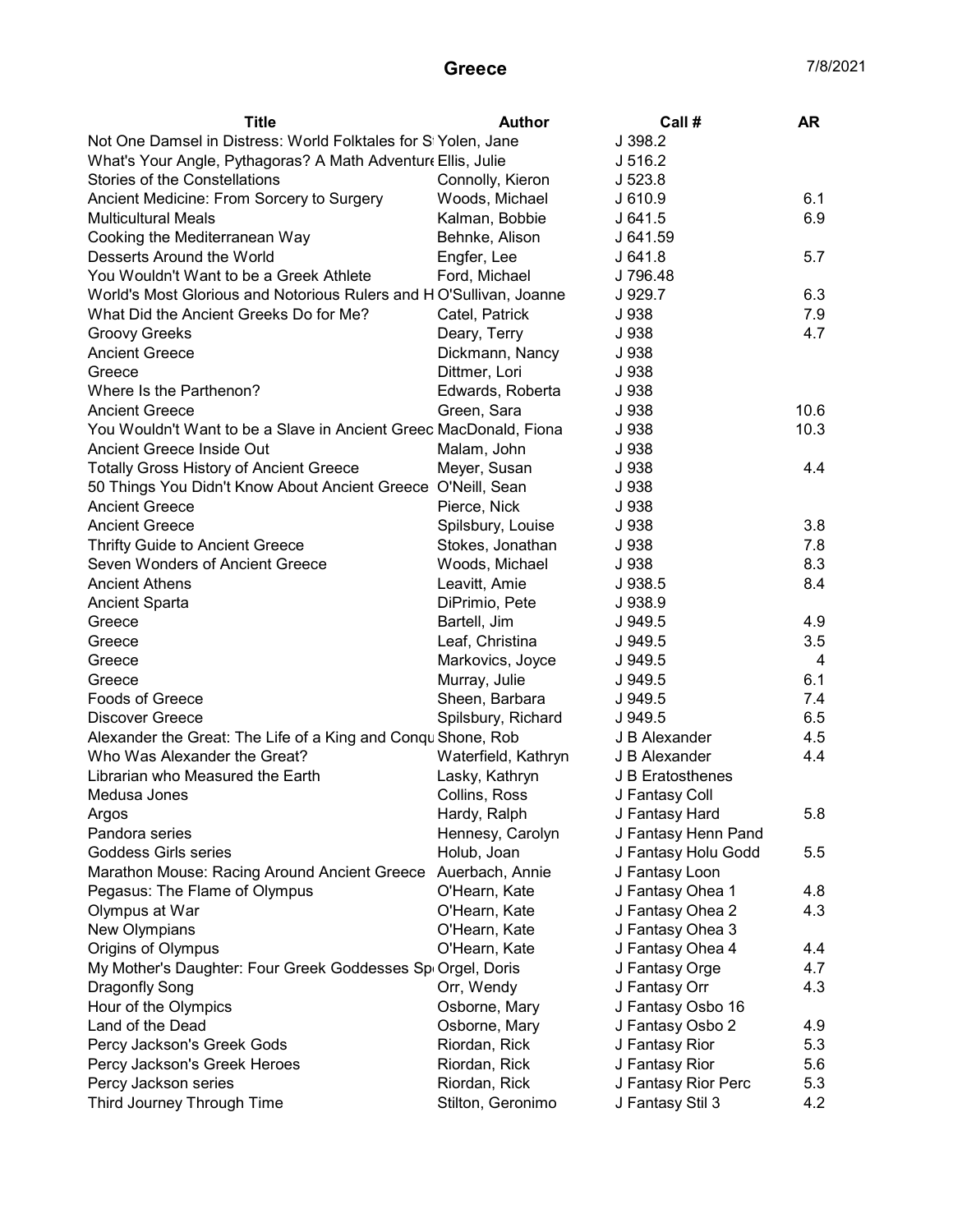# Greece

7/8/2021

| Title | Author | Call # | AR |
|---|---|---|---|
| Not One Damsel in Distress: World Folktales for S | Yolen, Jane | J 398.2 | |
| What's Your Angle, Pythagoras? A Math Adventure | Ellis, Julie | J 516.2 | |
| Stories of the Constellations | Connolly, Kieron | J 523.8 | |
| Ancient Medicine: From Sorcery to Surgery | Woods, Michael | J 610.9 | 6.1 |
| Multicultural Meals | Kalman, Bobbie | J 641.5 | 6.9 |
| Cooking the Mediterranean Way | Behnke, Alison | J 641.59 | |
| Desserts Around the World | Engfer, Lee | J 641.8 | 5.7 |
| You Wouldn't Want to be a Greek Athlete | Ford, Michael | J 796.48 | |
| World's Most Glorious and Notorious Rulers and H | O'Sullivan, Joanne | J 929.7 | 6.3 |
| What Did the Ancient Greeks Do for Me? | Catel, Patrick | J 938 | 7.9 |
| Groovy Greeks | Deary, Terry | J 938 | 4.7 |
| Ancient Greece | Dickmann, Nancy | J 938 | |
| Greece | Dittmer, Lori | J 938 | |
| Where Is the Parthenon? | Edwards, Roberta | J 938 | |
| Ancient Greece | Green, Sara | J 938 | 10.6 |
| You Wouldn't Want to be a Slave in Ancient Greec | MacDonald, Fiona | J 938 | 10.3 |
| Ancient Greece Inside Out | Malam, John | J 938 | |
| Totally Gross History of Ancient Greece | Meyer, Susan | J 938 | 4.4 |
| 50 Things You Didn't Know About Ancient Greece | O'Neill, Sean | J 938 | |
| Ancient Greece | Pierce, Nick | J 938 | |
| Ancient Greece | Spilsbury, Louise | J 938 | 3.8 |
| Thrifty Guide to Ancient Greece | Stokes, Jonathan | J 938 | 7.8 |
| Seven Wonders of Ancient Greece | Woods, Michael | J 938 | 8.3 |
| Ancient Athens | Leavitt, Amie | J 938.5 | 8.4 |
| Ancient Sparta | DiPrimio, Pete | J 938.9 | |
| Greece | Bartell, Jim | J 949.5 | 4.9 |
| Greece | Leaf, Christina | J 949.5 | 3.5 |
| Greece | Markovics, Joyce | J 949.5 | 4 |
| Greece | Murray, Julie | J 949.5 | 6.1 |
| Foods of Greece | Sheen, Barbara | J 949.5 | 7.4 |
| Discover Greece | Spilsbury, Richard | J 949.5 | 6.5 |
| Alexander the Great: The Life of a King and Conqu | Shone, Rob | J B Alexander | 4.5 |
| Who Was Alexander the Great? | Waterfield, Kathryn | J B Alexander | 4.4 |
| Librarian who Measured the Earth | Lasky, Kathryn | J B Eratosthenes | |
| Medusa Jones | Collins, Ross | J Fantasy Coll | |
| Argos | Hardy, Ralph | J Fantasy Hard | 5.8 |
| Pandora series | Hennesy, Carolyn | J Fantasy Henn Pand | |
| Goddess Girls series | Holub, Joan | J Fantasy Holu Godd | 5.5 |
| Marathon Mouse: Racing Around Ancient Greece | Auerbach, Annie | J Fantasy Loon | |
| Pegasus: The Flame of Olympus | O'Hearn, Kate | J Fantasy Ohea 1 | 4.8 |
| Olympus at War | O'Hearn, Kate | J Fantasy Ohea 2 | 4.3 |
| New Olympians | O'Hearn, Kate | J Fantasy Ohea 3 | |
| Origins of Olympus | O'Hearn, Kate | J Fantasy Ohea 4 | 4.4 |
| My Mother's Daughter: Four Greek Goddesses Sp | Orgel, Doris | J Fantasy Orge | 4.7 |
| Dragonfly Song | Orr, Wendy | J Fantasy Orr | 4.3 |
| Hour of the Olympics | Osborne, Mary | J Fantasy Osbo 16 | |
| Land of the Dead | Osborne, Mary | J Fantasy Osbo 2 | 4.9 |
| Percy Jackson's Greek Gods | Riordan, Rick | J Fantasy Rior | 5.3 |
| Percy Jackson's Greek Heroes | Riordan, Rick | J Fantasy Rior | 5.6 |
| Percy Jackson series | Riordan, Rick | J Fantasy Rior Perc | 5.3 |
| Third Journey Through Time | Stilton, Geronimo | J Fantasy Stil 3 | 4.2 |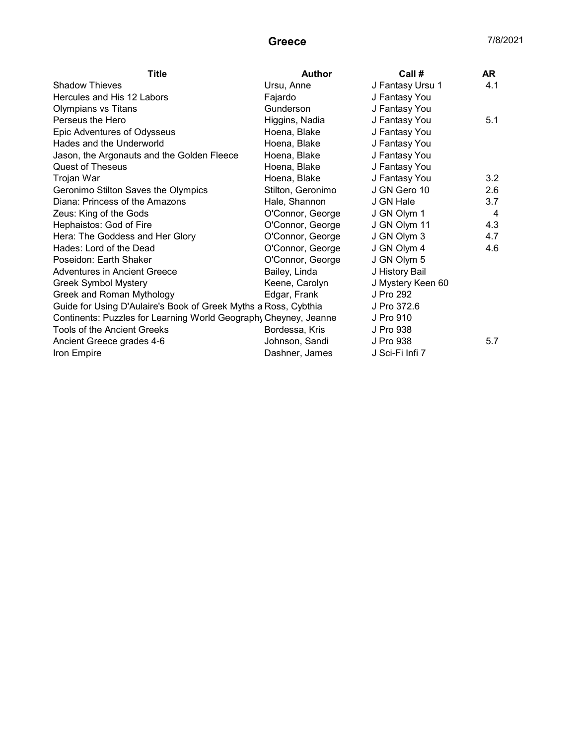# Greece

7/8/2021

| Title | Author | Call # | AR |
|---|---|---|---|
| Shadow Thieves | Ursu, Anne | J Fantasy Ursu 1 | 4.1 |
| Hercules and His 12 Labors | Fajardo | J Fantasy You | |
| Olympians vs Titans | Gunderson | J Fantasy You | |
| Perseus the Hero | Higgins, Nadia | J Fantasy You | 5.1 |
| Epic Adventures of Odysseus | Hoena, Blake | J Fantasy You | |
| Hades and the Underworld | Hoena, Blake | J Fantasy You | |
| Jason, the Argonauts and the Golden Fleece | Hoena, Blake | J Fantasy You | |
| Quest of Theseus | Hoena, Blake | J Fantasy You | |
| Trojan War | Hoena, Blake | J Fantasy You | 3.2 |
| Geronimo Stilton Saves the Olympics | Stilton, Geronimo | J GN Gero 10 | 2.6 |
| Diana: Princess of the Amazons | Hale, Shannon | J GN Hale | 3.7 |
| Zeus: King of the Gods | O'Connor, George | J GN Olym 1 | 4 |
| Hephaistos: God of Fire | O'Connor, George | J GN Olym 11 | 4.3 |
| Hera: The Goddess and Her Glory | O'Connor, George | J GN Olym 3 | 4.7 |
| Hades: Lord of the Dead | O'Connor, George | J GN Olym 4 | 4.6 |
| Poseidon: Earth Shaker | O'Connor, George | J GN Olym 5 | |
| Adventures in Ancient Greece | Bailey, Linda | J History Bail | |
| Greek Symbol Mystery | Keene, Carolyn | J Mystery Keen 60 | |
| Greek and Roman Mythology | Edgar, Frank | J Pro 292 | |
| Guide for Using D'Aulaire's Book of Greek Myths a | Ross, Cybthia | J Pro 372.6 | |
| Continents: Puzzles for Learning World Geography | Cheyney, Jeanne | J Pro 910 | |
| Tools of the Ancient Greeks | Bordessa, Kris | J Pro 938 | |
| Ancient Greece grades 4-6 | Johnson, Sandi | J Pro 938 | 5.7 |
| Iron Empire | Dashner, James | J Sci-Fi Infi 7 | |